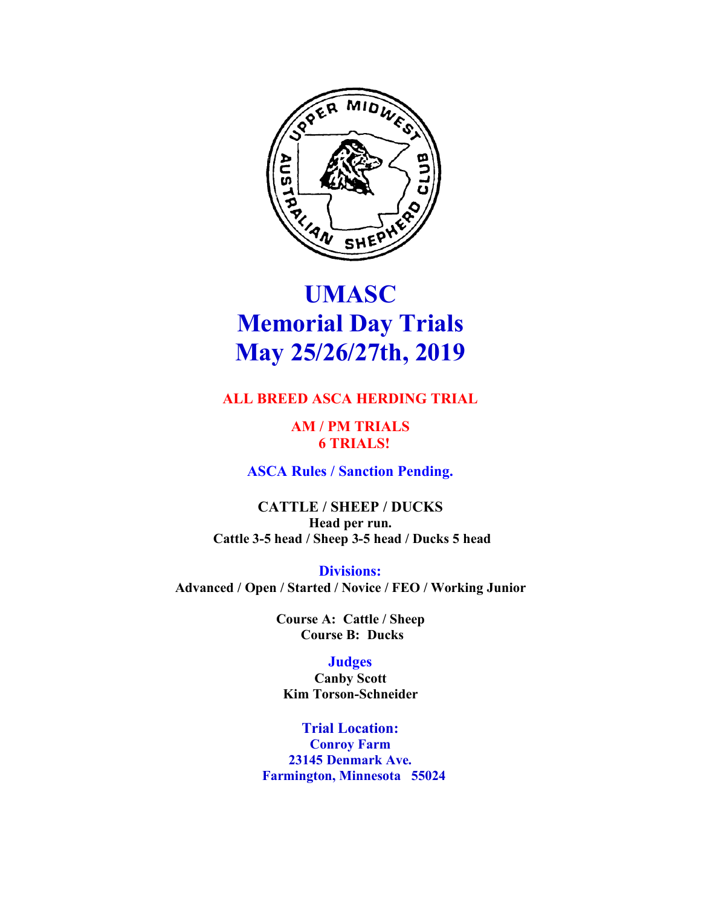# UMASC
# Memorial Day Trials
# May 25/26/27th, 2019

**ALL BREED ASCA HERDING TRIAL**

**AM / PM TRIALS**
**6 TRIALS!**

**ASCA Rules / Sanction Pending.**

**CATTLE / SHEEP / DUCKS**
**Head per run.**
**Cattle 3-5 head / Sheep 3-5 head / Ducks 5 head**

**Divisions:**
**Advanced / Open / Started / Novice / FEO / Working Junior**

**Course A: Cattle / Sheep**
**Course B: Ducks**

**Judges**
**Canby Scott**
**Kim Torson-Schneider**

**Trial Location:**
**Conroy Farm**
**23145 Denmark Ave.**
**Farmington, Minnesota 55024**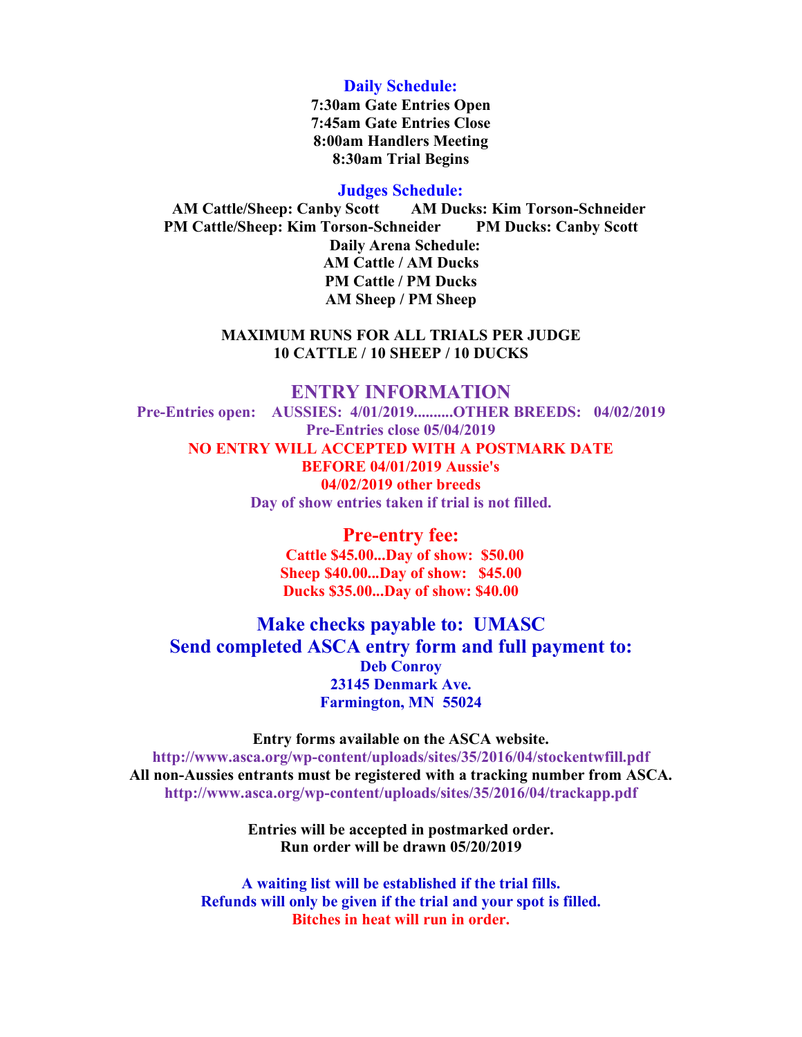**Daily Schedule:**

**7:30am Gate Entries Open**
**7:45am Gate Entries Close**
**8:00am Handlers Meeting**
**8:30am Trial Begins**

**Judges Schedule:**

**AM Cattle/Sheep: Canby Scott      AM Ducks: Kim Torson-Schneider**
**PM Cattle/Sheep: Kim Torson-Schneider      PM Ducks: Canby Scott**

**Daily Arena Schedule:**
**AM Cattle / AM Ducks**
**PM Cattle / PM Ducks**
**AM Sheep / PM Sheep**

**MAXIMUM RUNS FOR ALL TRIALS PER JUDGE**
**10 CATTLE / 10 SHEEP / 10 DUCKS**

## ENTRY INFORMATION

**Pre-Entries open:  AUSSIES: 4/01/2019..........OTHER BREEDS:  04/02/2019**
**Pre-Entries close 05/04/2019**
**NO ENTRY WILL ACCEPTED WITH A POSTMARK DATE BEFORE 04/01/2019 Aussie's**
**04/02/2019 other breeds**
**Day of show entries taken if trial is not filled.**

## Pre-entry fee:

**Cattle $45.00...Day of show: $50.00**
**Sheep $40.00...Day of show: $45.00**
**Ducks $35.00...Day of show: $40.00**

## Make checks payable to: UMASC

## Send completed ASCA entry form and full payment to:

**Deb Conroy**
**23145 Denmark Ave.**
**Farmington, MN 55024**

**Entry forms available on the ASCA website.**
**http://www.asca.org/wp-content/uploads/sites/35/2016/04/stockentwfill.pdf**
**All non-Aussies entrants must be registered with a tracking number from ASCA.**
**http://www.asca.org/wp-content/uploads/sites/35/2016/04/trackapp.pdf**

**Entries will be accepted in postmarked order.**
**Run order will be drawn 05/20/2019**

**A waiting list will be established if the trial fills.**
**Refunds will only be given if the trial and your spot is filled.**
**Bitches in heat will run in order.**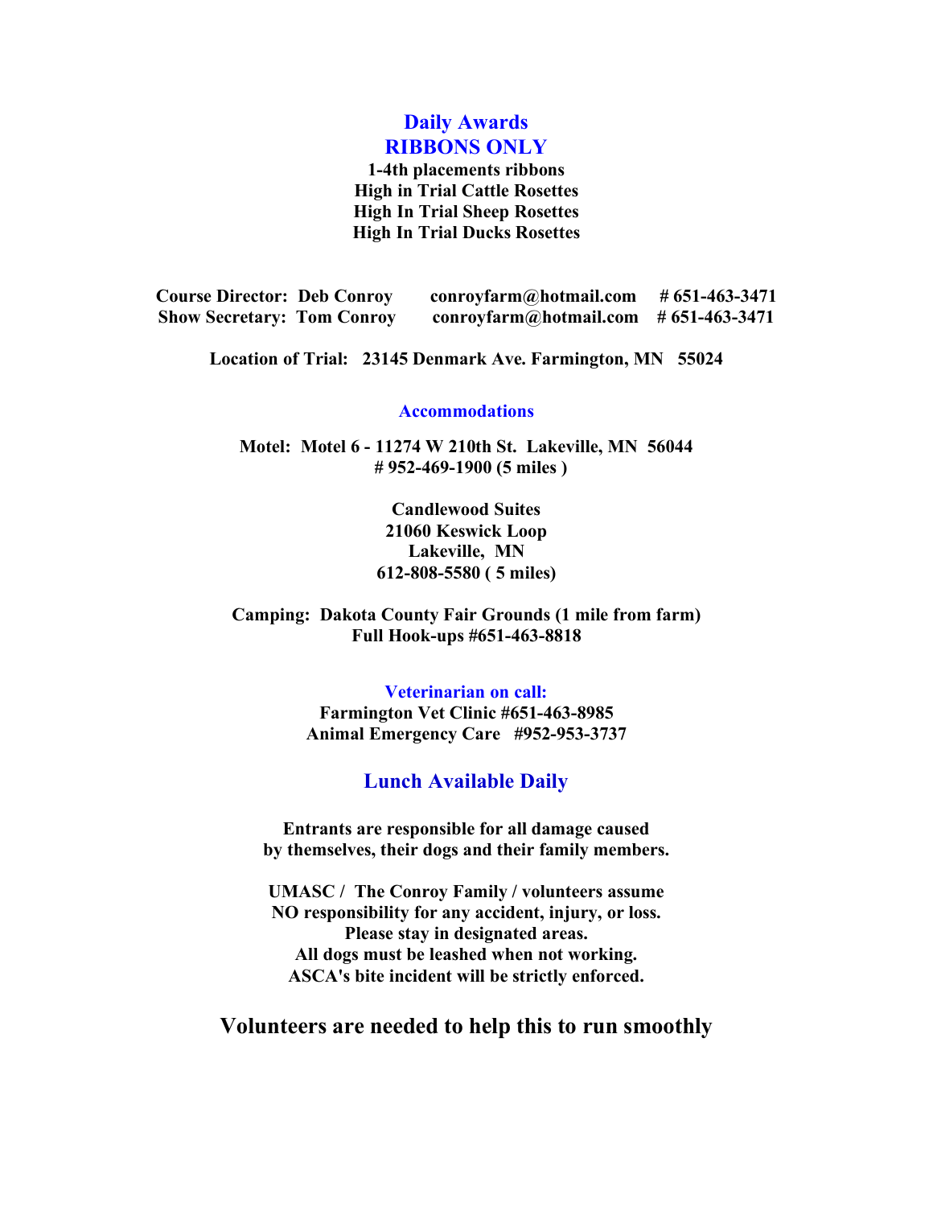## Daily Awards

## RIBBONS ONLY

**1-4th placements ribbons**
**High in Trial Cattle Rosettes**
**High In Trial Sheep Rosettes**
**High In Trial Ducks Rosettes**

**Course Director: Deb Conroy conroyfarm@hotmail.com # 651-463-3471**
**Show Secretary: Tom Conroy conroyfarm@hotmail.com # 651-463-3471**

**Location of Trial: 23145 Denmark Ave. Farmington, MN 55024**

### Accommodations

**Motel: Motel 6 - 11274 W 210th St. Lakeville, MN 56044**
**# 952-469-1900 (5 miles )**

**Candlewood Suites**
**21060 Keswick Loop**
**Lakeville, MN**
**612-808-5580 ( 5 miles)**

**Camping: Dakota County Fair Grounds (1 mile from farm)**
**Full Hook-ups #651-463-8818**

### Veterinarian on call:

**Farmington Vet Clinic #651-463-8985**
**Animal Emergency Care #952-953-3737**

## Lunch Available Daily

**Entrants are responsible for all damage caused by themselves, their dogs and their family members.**

**UMASC / The Conroy Family / volunteers assume NO responsibility for any accident, injury, or loss.**
**Please stay in designated areas.**
**All dogs must be leashed when not working.**
**ASCA's bite incident will be strictly enforced.**

## Volunteers are needed to help this to run smoothly